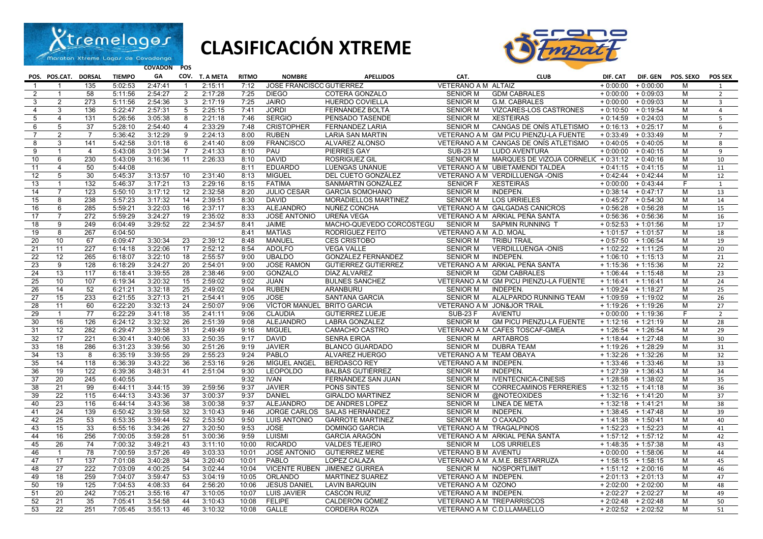# CLASIFICACIÓN XTREME

| POS. | POS.CAT. | DORSAL | TIEMPO | COVADON GA | POS COV. | T. A META | RITMO | NOMBRE | APELLIDOS | CAT. | CLUB | DIF. CAT | DIF. GEN | POS. SEXO | POS SEX |
|---|---|---|---|---|---|---|---|---|---|---|---|---|---|---|---|
| 1 | 1 | 135 | 5:02:53 | 2:47:41 | 1 | 2:15:11 | 7:12 | JOSE FRANCISCO | GUTIERREZ | VETERANO A M | ALTAIZ | + 0:00:00 | + 0:00:00 | M | 1 |
| 2 | 1 | 58 | 5:11:56 | 2:54:27 | 2 | 2:17:28 | 7:25 | DIEGO | COTERA GONZALO | SENIOR M | GDM CABRALES | + 0:00:00 | + 0:09:03 | M | 2 |
| 3 | 2 | 273 | 5:11:56 | 2:54:36 | 3 | 2:17:19 | 7:25 | JAIRO | HUERDO COVIELLA | SENIOR M | G.M. CABRALES | + 0:00:00 | + 0:09:03 | M | 3 |
| 4 | 3 | 136 | 5:22:47 | 2:57:31 | 5 | 2:25:15 | 7:41 | JORDI | FERNÁNDEZ BOLTÁ | SENIOR M | VÍZCARES-LOS CASTRONES | + 0:10:50 | + 0:19:54 | M | 4 |
| 5 | 4 | 131 | 5:26:56 | 3:05:38 | 8 | 2:21:18 | 7:46 | SERGIO | PENSADO TASENDE | SENIOR M | XESTEIRAS | + 0:14:59 | + 0:24:03 | M | 5 |
| 6 | 5 | 37 | 5:28:10 | 2:54:40 | 4 | 2:33:29 | 7:48 | CRISTOPHER | FERNANDEZ LARIA | SENIOR M | CANGAS DE ONÍS ATLETISMO | + 0:16:13 | + 0:25:17 | M | 6 |
| 7 | 2 | 7 | 5:36:42 | 3:12:29 | 9 | 2:24:13 | 8:00 | RUBEN | LARIA SAN MARTIN | VETERANO A M | GM PICU PIENZU-LA FUENTE | + 0:33:49 | + 0:33:49 | M | 7 |
| 8 | 3 | 141 | 5:42:58 | 3:01:18 | 6 | 2:41:40 | 8:09 | FRANCISCO | ALVAREZ ALONSO | VETERANO A M | CANGAS DE ONÍS ATLETISMO | + 0:40:05 | + 0:40:05 | M | 8 |
| 9 | 1 | 4 | 5:43:08 | 3:01:34 | 7 | 2:41:33 | 8:10 | PAU | PIERRES GAY | SUB-23 M | LUDO AVENTURA | + 0:00:00 | + 0:40:15 | M | 9 |
| 10 | 6 | 230 | 5:43:09 | 3:16:36 | 11 | 2:26:33 | 8:10 | DAVID | ROSRIGUEZ GIL | SENIOR M | MARQUES DE VIZOJA CORNELIC | + 0:31:12 | + 0:40:16 | M | 10 |
| 11 | 4 | 50 | 5:44:08 | | | | 8:11 | EDUARDO | LUENGAS UNANUE | VETERANO A M | UBIETAMENDI TALDEA | + 0:41:15 | + 0:41:15 | M | 11 |
| 12 | 5 | 30 | 5:45:37 | 3:13:57 | 10 | 2:31:40 | 8:13 | MIGUEL | DEL CUETO GONZÁLEZ | VETERANO A M | VERDILLUENGA -ONIS | + 0:42:44 | + 0:42:44 | M | 12 |
| 13 | 1 | 132 | 5:46:37 | 3:17:21 | 13 | 2:29:16 | 8:15 | FATIMA | SANMARTIN GONZÁLEZ | SENIOR F | XESTEIRAS | + 0:00:00 | + 0:43:44 | F | 1 |
| 14 | 7 | 123 | 5:50:10 | 3:17:12 | 12 | 2:32:58 | 8:20 | JULIO CESAR | GARCÍA SOMOHANO | SENIOR M | INDEPEN. | + 0:38:14 | + 0:47:17 | M | 13 |
| 15 | 8 | 238 | 5:57:23 | 3:17:32 | 14 | 2:39:51 | 8:30 | DAVID | MORADIELLOS MARTINEZ | SENIOR M | LOS URRIELES | + 0:45:27 | + 0:54:30 | M | 14 |
| 16 | 6 | 285 | 5:59:21 | 3:22:03 | 16 | 2:37:17 | 8:33 | ALEJANDRO | NUÑEZ CONCHA | VETERANO A M | GALGADAS CANICROS | + 0:56:28 | + 0:56:28 | M | 15 |
| 17 | 7 | 272 | 5:59:29 | 3:24:27 | 19 | 2:35:02 | 8:33 | JOSÉ ANTONIO | UREÑA VEGA | VETERANO A M | ARKIAL PEÑA SANTA | + 0:56:36 | + 0:56:36 | M | 16 |
| 18 | 9 | 249 | 6:04:49 | 3:29:52 | 22 | 2:34:57 | 8:41 | JAIME | MACHO-QUEVEDO CORCÓSTEGU | SENIOR M | SAPMIN RUNNING T | + 0:52:53 | + 1:01:56 | M | 17 |
| 19 | 8 | 267 | 6:04:50 | | | | 8:41 | MATÍAS | RODRÍGUEZ FEITO | VETERANO A M | A.D. MOAL | + 1:01:57 | + 1:01:57 | M | 18 |
| 20 | 10 | 67 | 6:09:47 | 3:30:34 | 23 | 2:39:12 | 8:48 | MANUEL | CES CRISTOBO | SENIOR M | TRIBU TRAIL | + 0:57:50 | + 1:06:54 | M | 19 |
| 21 | 11 | 227 | 6:14:18 | 3:22:06 | 17 | 2:52:12 | 8:54 | ADOLFO | VEGA VALLE | SENIOR M | VERDILLUENGA -ONIS | + 1:02:22 | + 1:11:25 | M | 20 |
| 22 | 12 | 265 | 6:18:07 | 3:22:10 | 18 | 2:55:57 | 9:00 | UBALDO | GONZÁLEZ FERNÁNDEZ | SENIOR M | INDEPEN. | + 1:06:10 | + 1:15:13 | M | 21 |
| 23 | 9 | 128 | 6:18:29 | 3:24:27 | 20 | 2:54:01 | 9:00 | JOSE RAMON | GUTIERREZ GUTIERREZ | VETERANO A M | ARKIAL PEÑA SANTA | + 1:15:36 | + 1:15:36 | M | 22 |
| 24 | 13 | 117 | 6:18:41 | 3:39:55 | 28 | 2:38:46 | 9:00 | GONZALO | DÍAZ ÁLVAREZ | SENIOR M | GDM CABRALES | + 1:06:44 | + 1:15:48 | M | 23 |
| 25 | 10 | 107 | 6:19:34 | 3:20:32 | 15 | 2:59:02 | 9:02 | JUAN | BULNES SANCHEZ | VETERANO A M | GM PICU PIENZU-LA FUENTE | + 1:16:41 | + 1:16:41 | M | 24 |
| 26 | 14 | 52 | 6:21:21 | 3:32:18 | 25 | 2:49:02 | 9:04 | RUBEN | ARANBURU | SENIOR M | INDEPEN. | + 1:09:24 | + 1:18:27 | M | 25 |
| 27 | 15 | 233 | 6:21:55 | 3:27:13 | 21 | 2:54:41 | 9:05 | JOSE | SANTANA GARCIA | SENIOR M | ALALPARDO RUNNING TEAM | + 1:09:59 | + 1:19:02 | M | 26 |
| 28 | 11 | 60 | 6:22:20 | 3:32:13 | 24 | 2:50:07 | 9:06 | VÍCTOR MANUEL | BRITO GARCÍA | VETERANO A M | JON&JOR TRAIL | + 1:19:26 | + 1:19:26 | M | 27 |
| 29 | 1 | 77 | 6:22:29 | 3:41:18 | 35 | 2:41:11 | 9:06 | CLAUDIA | GUTIERREZ LUEJE | SUB-23 F | AVIENTU | + 0:00:00 | + 1:19:36 | F | 2 |
| 30 | 16 | 126 | 6:24:12 | 3:32:32 | 26 | 2:51:39 | 9:08 | ALEJANDRO | LABRA GONZALEZ | SENIOR M | GM PICU PIENZU-LA FUENTE | + 1:12:16 | + 1:21:19 | M | 28 |
| 31 | 12 | 282 | 6:29:47 | 3:39:58 | 31 | 2:49:49 | 9:16 | MIGUEL | CAMACHO CASTRO | VETERANO A M | CAFES TOSCAF-GMEA | + 1:26:54 | + 1:26:54 | M | 29 |
| 32 | 17 | 221 | 6:30:41 | 3:40:06 | 33 | 2:50:35 | 9:17 | DAVID | SENRA EIROA | SENIOR M | ARTABROS | + 1:18:44 | + 1:27:48 | M | 30 |
| 33 | 18 | 286 | 6:31:23 | 3:39:56 | 30 | 2:51:26 | 9:19 | JAVIER | BLANCO GUARDADO | SENIOR M | DUBRA TEAM | + 1:19:26 | + 1:28:29 | M | 31 |
| 34 | 13 | 8 | 6:35:19 | 3:39:55 | 29 | 2:55:23 | 9:24 | PABLO | ÁLVAREZ HUERGO | VETERANO A M | TEAM OBAYA | + 1:32:26 | + 1:32:26 | M | 32 |
| 35 | 14 | 118 | 6:36:39 | 3:43:22 | 36 | 2:53:16 | 9:26 | MÍGUEL ANGEL | BERDASCO REY | VETERANO A M | INDEPEN. | + 1:33:46 | + 1:33:46 | M | 33 |
| 36 | 19 | 122 | 6:39:36 | 3:48:31 | 41 | 2:51:04 | 9:30 | LEOPOLDO | BALBÁS GUTIÉRREZ | SENIOR M | INDEPEN. | + 1:27:39 | + 1:36:43 | M | 34 |
| 37 | 20 | 245 | 6:40:55 | | | | 9:32 | IVAN | FERNÁNDEZ SAN JUAN | SENIOR M | IVENTECNICA-CINESIS | + 1:28:58 | + 1:38:02 | M | 35 |
| 38 | 21 | 99 | 6:44:11 | 3:44:15 | 39 | 2:59:56 | 9:37 | JAVIER | PONS SINTES | SENIOR M | CORRECAMINOS FERRERIES | + 1:32:15 | + 1:41:18 | M | 36 |
| 39 | 22 | 115 | 6:44:13 | 3:43:36 | 37 | 3:00:37 | 9:37 | DANIEL | GIRALDO MARTINEZ | SENIOR M | @NOTEOXIDES | + 1:32:16 | + 1:41:20 | M | 37 |
| 40 | 23 | 116 | 6:44:14 | 3:43:36 | 38 | 3:00:38 | 9:37 | ALEJANDRO | DE ANDRES LOPEZ | SENIOR M | LINEA DE META | + 1:32:18 | + 1:41:21 | M | 38 |
| 41 | 24 | 139 | 6:50:42 | 3:39:58 | 32 | 3:10:43 | 9:46 | JORGE CARLOS | SALAS HERNÁNDEZ | SENIOR M | INDEPEN. | + 1:38:45 | + 1:47:48 | M | 39 |
| 42 | 25 | 53 | 6:53:35 | 3:59:44 | 52 | 2:53:50 | 9:50 | LUIS ANTONIO | GARROTE MARTINEZ | SENIOR M | O CAXADO | + 1:41:38 | + 1:50:41 | M | 40 |
| 43 | 15 | 33 | 6:55:16 | 3:34:26 | 27 | 3:20:50 | 9:53 | JOSE | DOMINGO GARCIA | VETERANO A M | TRAGALPINOS | + 1:52:23 | + 1:52:23 | M | 41 |
| 44 | 16 | 256 | 7:00:05 | 3:59:28 | 51 | 3:00:36 | 9:59 | LUISMI | GARCÍA ARAGÓN | VETERANO A M | ARKIAL PEÑA SANTA | + 1:57:12 | + 1:57:12 | M | 42 |
| 45 | 26 | 74 | 7:00:32 | 3:49:21 | 43 | 3:11:10 | 10:00 | RICARDO | VALDES TEJEIRO | SENIOR M | LOS URRIELES | + 1:48:35 | + 1:57:38 | M | 43 |
| 46 | 1 | 78 | 7:00:59 | 3:57:26 | 49 | 3:03:33 | 10:01 | JOSÉ ANTONIO | GUTIERREZ MERÉ | VETERANO B M | AVIENTU | + 0:00:00 | + 1:58:06 | M | 44 |
| 47 | 17 | 137 | 7:01:08 | 3:40:28 | 34 | 3:20:40 | 10:01 | PABLO | LOPEZ CALAZA | VETERANO A M | A.M.E. BESTARRUZA | + 1:58:15 | + 1:58:15 | M | 45 |
| 48 | 27 | 222 | 7:03:09 | 4:00:25 | 54 | 3:02:44 | 10:04 | VICENTE RUBEN | JIMÉNEZ GURREA | SENIOR M | NOSPORTLIMIT | + 1:51:12 | + 2:00:16 | M | 46 |
| 49 | 18 | 259 | 7:04:07 | 3:59:47 | 53 | 3:04:19 | 10:05 | ORLANDO | MARTÍNEZ SUAREZ | VETERANO A M | INDEPEN. | + 2:01:13 | + 2:01:13 | M | 47 |
| 50 | 19 | 125 | 7:04:53 | 4:08:33 | 64 | 2:56:20 | 10:06 | JESUS DANIEL | LAVIN BARQUIN | VETERANO A M | OZONO | + 2:02:00 | + 2:02:00 | M | 48 |
| 51 | 20 | 242 | 7:05:21 | 3:55:16 | 47 | 3:10:05 | 10:07 | LUIS JAVIER | CASCON RUIZ | VETERANO A M | INDEPEN. | + 2:02:27 | + 2:02:27 | M | 49 |
| 52 | 21 | 35 | 7:05:41 | 3:54:58 | 44 | 3:10:43 | 10:08 | FELIPE | CALDERÓN GÓMEZ | VETERANO A M | TREPARRISCOS | + 2:02:48 | + 2:02:48 | M | 50 |
| 53 | 22 | 251 | 7:05:45 | 3:55:13 | 46 | 3:10:32 | 10:08 | GALLE | CORDERA ROZA | VETERANO A M | C.D.LLAMAELLO | + 2:02:52 | + 2:02:52 | M | 51 |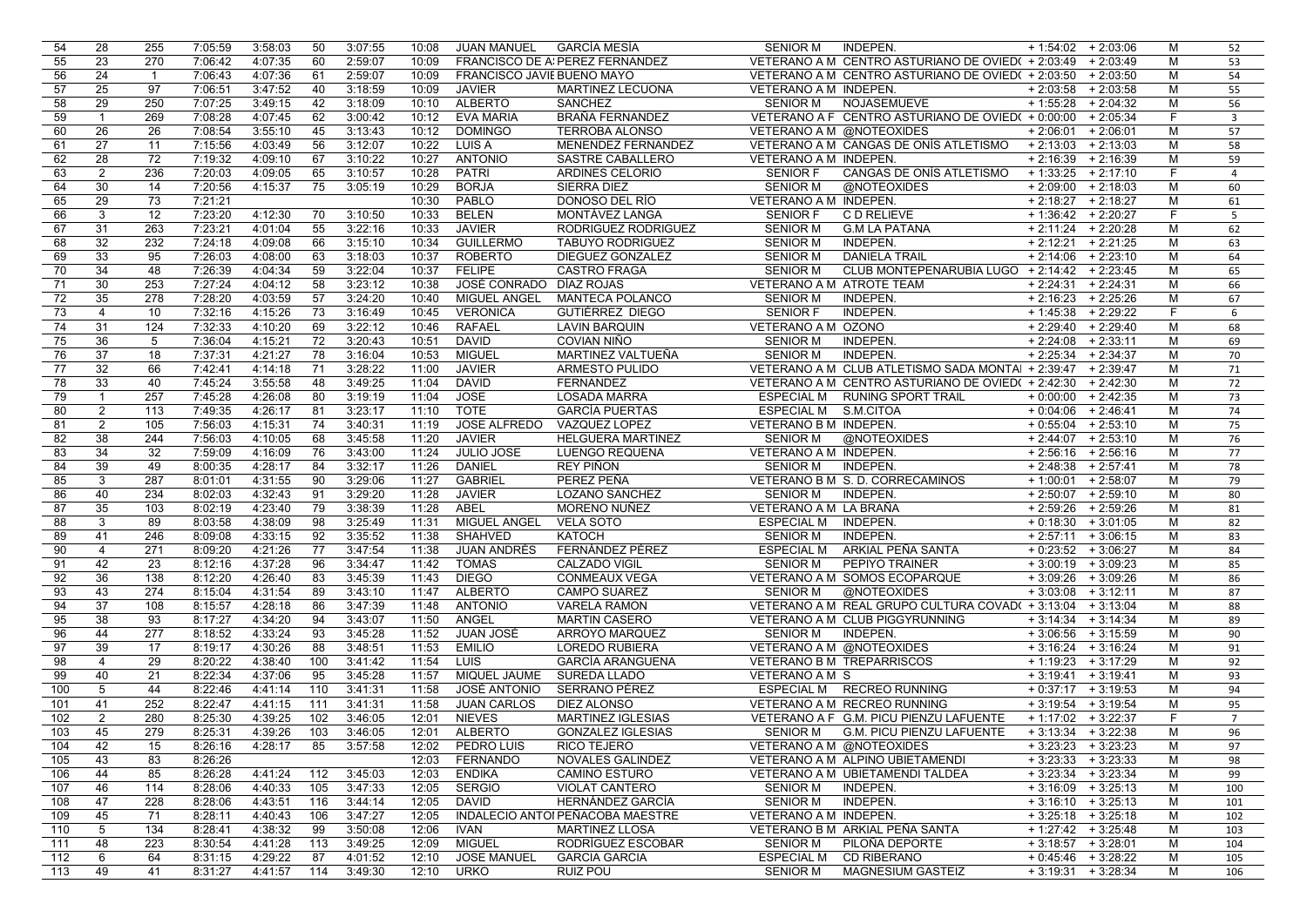| 54 | 28 | 255 | 7:05:59 | 3:58:03 | 50 | 3:07:55 | 10:08 | JUAN MANUEL | GARCÍA MESÍA | SENIOR M | INDEPEN. | + 1:54:02 | + 2:03:06 | M | 52 |
|---|---|---|---|---|---|---|---|---|---|---|---|---|---|---|---|
| 55 | 23 | 270 | 7:06:42 | 4:07:35 | 60 | 2:59:07 | 10:09 | FRANCISCO DE A | PEREZ FERNANDEZ | VETERANO A M | CENTRO ASTURIANO DE OVIED( | + 2:03:49 | + 2:03:49 | M | 53 |
| 56 | 24 | 1 | 7:06:43 | 4:07:36 | 61 | 2:59:07 | 10:09 | FRANCISCO JAVIE | BUENO MAYO | VETERANO A M | CENTRO ASTURIANO DE OVIED( | + 2:03:50 | + 2:03:50 | M | 54 |
| 57 | 25 | 97 | 7:06:51 | 3:47:52 | 40 | 3:18:59 | 10:09 | JAVIER | MARTINEZ LECUONA | VETERANO A M | INDEPEN. | + 2:03:58 | + 2:03:58 | M | 55 |
| 58 | 29 | 250 | 7:07:25 | 3:49:15 | 42 | 3:18:09 | 10:10 | ALBERTO | SANCHEZ | SENIOR M | NOJASEMUEVE | + 1:55:28 | + 2:04:32 | M | 56 |
| 59 | 1 | 269 | 7:08:28 | 4:07:45 | 62 | 3:00:42 | 10:12 | EVA MARIA | BRAÑA FERNANDEZ | VETERANO A F | CENTRO ASTURIANO DE OVIED( | + 0:00:00 | + 2:05:34 | F | 3 |
| 60 | 26 | 26 | 7:08:54 | 3:55:10 | 45 | 3:13:43 | 10:12 | DOMINGO | TERROBA ALONSO | VETERANO A M | @NOTEOXIDES | + 2:06:01 | + 2:06:01 | M | 57 |
| 61 | 27 | 11 | 7:15:56 | 4:03:49 | 56 | 3:12:07 | 10:22 | LUIS A | MENENDEZ FERNANDEZ | VETERANO A M | CANGAS DE ONÍS ATLETISMO | + 2:13:03 | + 2:13:03 | M | 58 |
| 62 | 28 | 72 | 7:19:32 | 4:09:10 | 67 | 3:10:22 | 10:27 | ANTONIO | SASTRE CABALLERO | VETERANO A M | INDEPEN. | + 2:16:39 | + 2:16:39 | M | 59 |
| 63 | 2 | 236 | 7:20:03 | 4:09:05 | 65 | 3:10:57 | 10:28 | PATRI | ARDINES CELORIO | SENIOR F | CANGAS DE ONÍS ATLETISMO | + 1:33:25 | + 2:17:10 | F | 4 |
| 64 | 30 | 14 | 7:20:56 | 4:15:37 | 75 | 3:05:19 | 10:29 | BORJA | SIERRA DIEZ | SENIOR M | @NOTEOXIDES | + 2:09:00 | + 2:18:03 | M | 60 |
| 65 | 29 | 73 | 7:21:21 | | | | 10:30 | PABLO | DONOSO DEL RÍO | VETERANO A M | INDEPEN. | + 2:18:27 | + 2:18:27 | M | 61 |
| 66 | 3 | 12 | 7:23:20 | 4:12:30 | 70 | 3:10:50 | 10:33 | BELEN | MONTÁVEZ LANGA | SENIOR F | C D RELIEVE | + 1:36:42 | + 2:20:27 | F | 5 |
| 67 | 31 | 263 | 7:23:21 | 4:01:04 | 55 | 3:22:16 | 10:33 | JAVIER | RODRIGUEZ RODRIGUEZ | SENIOR M | G.M LA PATANA | + 2:11:24 | + 2:20:28 | M | 62 |
| 68 | 32 | 232 | 7:24:18 | 4:09:08 | 66 | 3:15:10 | 10:34 | GUILLERMO | TABUYO RODRIGUEZ | SENIOR M | INDEPEN. | + 2:12:21 | + 2:21:25 | M | 63 |
| 69 | 33 | 95 | 7:26:03 | 4:08:00 | 63 | 3:18:03 | 10:37 | ROBERTO | DIEGUEZ GONZALEZ | SENIOR M | DANIELA TRAIL | + 2:14:06 | + 2:23:10 | M | 64 |
| 70 | 34 | 48 | 7:26:39 | 4:04:34 | 59 | 3:22:04 | 10:37 | FELIPE | CASTRO FRAGA | SENIOR M | CLUB MONTEPENARUBIA LUGO | + 2:14:42 | + 2:23:45 | M | 65 |
| 71 | 30 | 253 | 7:27:24 | 4:04:12 | 58 | 3:23:12 | 10:38 | JOSÉ CONRADO | DÍAZ ROJAS | VETERANO A M | ATROTE TEAM | + 2:24:31 | + 2:24:31 | M | 66 |
| 72 | 35 | 278 | 7:28:20 | 4:03:59 | 57 | 3:24:20 | 10:40 | MIGUEL ANGEL | MANTECA POLANCO | SENIOR M | INDEPEN. | + 2:16:23 | + 2:25:26 | M | 67 |
| 73 | 4 | 10 | 7:32:16 | 4:15:26 | 73 | 3:16:49 | 10:45 | VERONICA | GUTIÉRREZ DIEGO | SENIOR F | INDEPEN. | + 1:45:38 | + 2:29:22 | F | 6 |
| 74 | 31 | 124 | 7:32:33 | 4:10:20 | 69 | 3:22:12 | 10:46 | RAFAEL | LAVIN BARQUIN | VETERANO A M | OZONO | + 2:29:40 | + 2:29:40 | M | 68 |
| 75 | 36 | 5 | 7:36:04 | 4:15:21 | 72 | 3:20:43 | 10:51 | DAVID | COVIAN NIÑO | SENIOR M | INDEPEN. | + 2:24:08 | + 2:33:11 | M | 69 |
| 76 | 37 | 18 | 7:37:31 | 4:21:27 | 78 | 3:16:04 | 10:53 | MIGUEL | MARTINEZ VALTUEÑA | SENIOR M | INDEPEN. | + 2:25:34 | + 2:34:37 | M | 70 |
| 77 | 32 | 66 | 7:42:41 | 4:14:18 | 71 | 3:28:22 | 11:00 | JAVIER | ARMESTO PULIDO | VETERANO A M | CLUB ATLETISMO SADA MONTAI | + 2:39:47 | + 2:39:47 | M | 71 |
| 78 | 33 | 40 | 7:45:24 | 3:55:58 | 48 | 3:49:25 | 11:04 | DAVID | FERNANDEZ | VETERANO A M | CENTRO ASTURIANO DE OVIED( | + 2:42:30 | + 2:42:30 | M | 72 |
| 79 | 1 | 257 | 7:45:28 | 4:26:08 | 80 | 3:19:19 | 11:04 | JOSE | LOSADA MARRA | ESPECIAL M | RUNING SPORT TRAIL | + 0:00:00 | + 2:42:35 | M | 73 |
| 80 | 2 | 113 | 7:49:35 | 4:26:17 | 81 | 3:23:17 | 11:10 | TOTE | GARCÍA PUERTAS | ESPECIAL M | S.M.CITOA | + 0:04:06 | + 2:46:41 | M | 74 |
| 81 | 2 | 105 | 7:56:03 | 4:15:31 | 74 | 3:40:31 | 11:19 | JOSE ALFREDO | VAZQUEZ LOPEZ | VETERANO B M | INDEPEN. | + 0:55:04 | + 2:53:10 | M | 75 |
| 82 | 38 | 244 | 7:56:03 | 4:10:05 | 68 | 3:45:58 | 11:20 | JAVIER | HELGUERA MARTINEZ | SENIOR M | @NOTEOXIDES | + 2:44:07 | + 2:53:10 | M | 76 |
| 83 | 34 | 32 | 7:59:09 | 4:16:09 | 76 | 3:43:00 | 11:24 | JULIO JOSE | LUENGO REQUENA | VETERANO A M | INDEPEN. | + 2:56:16 | + 2:56:16 | M | 77 |
| 84 | 39 | 49 | 8:00:35 | 4:28:17 | 84 | 3:32:17 | 11:26 | DANIEL | REY PIÑON | SENIOR M | INDEPEN. | + 2:48:38 | + 2:57:41 | M | 78 |
| 85 | 3 | 287 | 8:01:01 | 4:31:55 | 90 | 3:29:06 | 11:27 | GABRIEL | PEREZ PEÑA | VETERANO B M | S. D. CORRECAMINOS | + 1:00:01 | + 2:58:07 | M | 79 |
| 86 | 40 | 234 | 8:02:03 | 4:32:43 | 91 | 3:29:20 | 11:28 | JAVIER | LOZANO SANCHEZ | SENIOR M | INDEPEN. | + 2:50:07 | + 2:59:10 | M | 80 |
| 87 | 35 | 103 | 8:02:19 | 4:23:40 | 79 | 3:38:39 | 11:28 | ABEL | MORENO NUÑEZ | VETERANO A M | LA BRAÑA | + 2:59:26 | + 2:59:26 | M | 81 |
| 88 | 3 | 89 | 8:03:58 | 4:38:09 | 98 | 3:25:49 | 11:31 | MIGUEL ANGEL | VELA SOTO | ESPECIAL M | INDEPEN. | + 0:18:30 | + 3:01:05 | M | 82 |
| 89 | 41 | 246 | 8:09:08 | 4:33:15 | 92 | 3:35:52 | 11:38 | SHAHVED | KATOCH | SENIOR M | INDEPEN. | + 2:57:11 | + 3:06:15 | M | 83 |
| 90 | 4 | 271 | 8:09:20 | 4:21:26 | 77 | 3:47:54 | 11:38 | JUAN ANDRÉS | FERNÁNDEZ PÉREZ | ESPECIAL M | ARKIAL PEÑA SANTA | + 0:23:52 | + 3:06:27 | M | 84 |
| 91 | 42 | 23 | 8:12:16 | 4:37:28 | 96 | 3:34:47 | 11:42 | TOMAS | CALZADO VIGIL | SENIOR M | PEPIYO TRAINER | + 3:00:19 | + 3:09:23 | M | 85 |
| 92 | 36 | 138 | 8:12:20 | 4:26:40 | 83 | 3:45:39 | 11:43 | DIEGO | CONMEAUX VEGA | VETERANO A M | SOMOS ECOPARQUE | + 3:09:26 | + 3:09:26 | M | 86 |
| 93 | 43 | 274 | 8:15:04 | 4:31:54 | 89 | 3:43:10 | 11:47 | ALBERTO | CAMPO SUAREZ | SENIOR M | @NOTEOXIDES | + 3:03:08 | + 3:12:11 | M | 87 |
| 94 | 37 | 108 | 8:15:57 | 4:28:18 | 86 | 3:47:39 | 11:48 | ANTONIO | VARELA RAMON | VETERANO A M | REAL GRUPO CULTURA COVAD( | + 3:13:04 | + 3:13:04 | M | 88 |
| 95 | 38 | 93 | 8:17:27 | 4:34:20 | 94 | 3:43:07 | 11:50 | ANGEL | MARTIN CASERO | VETERANO A M | CLUB PIGGYRUNNING | + 3:14:34 | + 3:14:34 | M | 89 |
| 96 | 44 | 277 | 8:18:52 | 4:33:24 | 93 | 3:45:28 | 11:52 | JUAN JOSÉ | ARROYO MARQUEZ | SENIOR M | INDEPEN. | + 3:06:56 | + 3:15:59 | M | 90 |
| 97 | 39 | 17 | 8:19:17 | 4:30:26 | 88 | 3:48:51 | 11:53 | EMILIO | LOREDO RUBIERA | VETERANO A M | @NOTEOXIDES | + 3:16:24 | + 3:16:24 | M | 91 |
| 98 | 4 | 29 | 8:20:22 | 4:38:40 | 100 | 3:41:42 | 11:54 | LUIS | GARCÍA ARANGUENA | VETERANO B M | TREPARRISCOS | + 1:19:23 | + 3:17:29 | M | 92 |
| 99 | 40 | 21 | 8:22:34 | 4:37:06 | 95 | 3:45:28 | 11:57 | MIQUEL JAUME | SUREDA LLADO | VETERANO A M | S | + 3:19:41 | + 3:19:41 | M | 93 |
| 100 | 5 | 44 | 8:22:46 | 4:41:14 | 110 | 3:41:31 | 11:58 | JOSÉ ANTONIO | SERRANO PÉREZ | ESPECIAL M | RECREO RUNNING | + 0:37:17 | + 3:19:53 | M | 94 |
| 101 | 41 | 252 | 8:22:47 | 4:41:15 | 111 | 3:41:31 | 11:58 | JUAN CARLOS | DIEZ ALONSO | VETERANO A M | RECREO RUNNING | + 3:19:54 | + 3:19:54 | M | 95 |
| 102 | 2 | 280 | 8:25:30 | 4:39:25 | 102 | 3:46:05 | 12:01 | NIEVES | MARTINEZ IGLESIAS | VETERANO A F | G.M. PICU PIENZU LAFUENTE | + 1:17:02 | + 3:22:37 | F | 7 |
| 103 | 45 | 279 | 8:25:31 | 4:39:26 | 103 | 3:46:05 | 12:01 | ALBERTO | GONZALEZ IGLESIAS | SENIOR M | G.M. PICU PIENZU LAFUENTE | + 3:13:34 | + 3:22:38 | M | 96 |
| 104 | 42 | 15 | 8:26:16 | 4:28:17 | 85 | 3:57:58 | 12:02 | PEDRO LUIS | RICO TEJERO | VETERANO A M | @NOTEOXIDES | + 3:23:23 | + 3:23:23 | M | 97 |
| 105 | 43 | 83 | 8:26:26 | | | | 12:03 | FERNANDO | NOVALES GALINDEZ | VETERANO A M | ALPINO UBIETAMENDI | + 3:23:33 | + 3:23:33 | M | 98 |
| 106 | 44 | 85 | 8:26:28 | 4:41:24 | 112 | 3:45:03 | 12:03 | ENDIKA | CAMINO ESTURO | VETERANO A M | UBIETAMENDI TALDEA | + 3:23:34 | + 3:23:34 | M | 99 |
| 107 | 46 | 114 | 8:28:06 | 4:40:33 | 105 | 3:47:33 | 12:05 | SERGIO | VIOLAT CANTERO | SENIOR M | INDEPEN. | + 3:16:09 | + 3:25:13 | M | 100 |
| 108 | 47 | 228 | 8:28:06 | 4:43:51 | 116 | 3:44:14 | 12:05 | DAVID | HERNÁNDEZ GARCÍA | SENIOR M | INDEPEN. | + 3:16:10 | + 3:25:13 | M | 101 |
| 109 | 45 | 71 | 8:28:11 | 4:40:43 | 106 | 3:47:27 | 12:05 | INDALECIO ANTOI | PEÑACOBA MAESTRE | VETERANO A M | INDEPEN. | + 3:25:18 | + 3:25:18 | M | 102 |
| 110 | 5 | 134 | 8:28:41 | 4:38:32 | 99 | 3:50:08 | 12:06 | IVAN | MARTINEZ LLOSA | VETERANO B M | ARKIAL PEÑA SANTA | + 1:27:42 | + 3:25:48 | M | 103 |
| 111 | 48 | 223 | 8:30:54 | 4:41:28 | 113 | 3:49:25 | 12:09 | MIGUEL | RODRÍGUEZ ESCOBAR | SENIOR M | PILOÑA DEPORTE | + 3:18:57 | + 3:28:01 | M | 104 |
| 112 | 6 | 64 | 8:31:15 | 4:29:22 | 87 | 4:01:52 | 12:10 | JOSE MANUEL | GARCIA GARCIA | ESPECIAL M | CD RIBERANO | + 0:45:46 | + 3:28:22 | M | 105 |
| 113 | 49 | 41 | 8:31:27 | 4:41:57 | 114 | 3:49:30 | 12:10 | URKO | RUIZ POU | SENIOR M | MAGNESIUM GASTEIZ | + 3:19:31 | + 3:28:34 | M | 106 |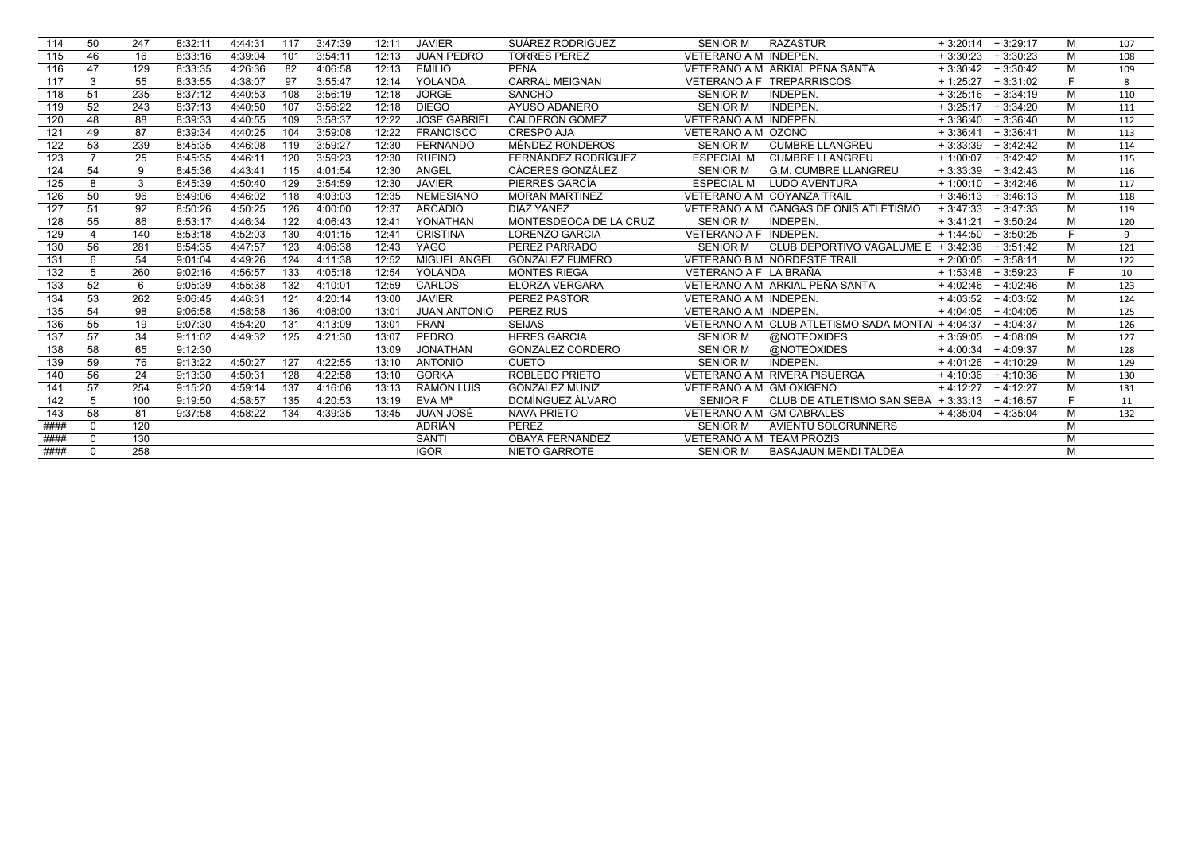| 114 | 50 | 247 | 8:32:11 | 4:44:31 | 117 | 3:47:39 | 12:11 | JAVIER | SUÁREZ RODRÍGUEZ | SENIOR M | RAZASTUR | + 3:20:14 | + 3:29:17 | M | 107 |
|---|---|---|---|---|---|---|---|---|---|---|---|---|---|---|---|
| 115 | 46 | 16 | 8:33:16 | 4:39:04 | 101 | 3:54:11 | 12:13 | JUAN PEDRO | TORRES PEREZ | VETERANO A M | INDEPEN. | + 3:30:23 | + 3:30:23 | M | 108 |
| 116 | 47 | 129 | 8:33:35 | 4:26:36 | 82 | 4:06:58 | 12:13 | EMILIO | PEÑA | VETERANO A M | ARKIAL PEÑA SANTA | + 3:30:42 | + 3:30:42 | M | 109 |
| 117 | 3 | 55 | 8:33:55 | 4:38:07 | 97 | 3:55:47 | 12:14 | YOLANDA | CARRAL MEIGNAN | VETERANO A F | TREPARRISCOS | + 1:25:27 | + 3:31:02 | F | 8 |
| 118 | 51 | 235 | 8:37:12 | 4:40:53 | 108 | 3:56:19 | 12:18 | JORGE | SANCHO | SENIOR M | INDEPEN. | + 3:25:16 | + 3:34:19 | M | 110 |
| 119 | 52 | 243 | 8:37:13 | 4:40:50 | 107 | 3:56:22 | 12:18 | DIEGO | AYUSO ADANERO | SENIOR M | INDEPEN. | + 3:25:17 | + 3:34:20 | M | 111 |
| 120 | 48 | 88 | 8:39:33 | 4:40:55 | 109 | 3:58:37 | 12:22 | JOSE GABRIEL | CALDERÓN GÓMEZ | VETERANO A M | INDEPEN. | + 3:36:40 | + 3:36:40 | M | 112 |
| 121 | 49 | 87 | 8:39:34 | 4:40:25 | 104 | 3:59:08 | 12:22 | FRANCISCO | CRESPO AJA | VETERANO A M | OZONO | + 3:36:41 | + 3:36:41 | M | 113 |
| 122 | 53 | 239 | 8:45:35 | 4:46:08 | 119 | 3:59:27 | 12:30 | FERNANDO | MÉNDEZ RONDEROS | SENIOR M | CUMBRE LLANGREU | + 3:33:39 | + 3:42:42 | M | 114 |
| 123 | 7 | 25 | 8:45:35 | 4:46:11 | 120 | 3:59:23 | 12:30 | RUFINO | FERNÁNDEZ RODRÍGUEZ | ESPECIAL M | CUMBRE LLANGREU | + 1:00:07 | + 3:42:42 | M | 115 |
| 124 | 54 | 9 | 8:45:36 | 4:43:41 | 115 | 4:01:54 | 12:30 | ANGEL | CÁCERES GONZÁLEZ | SENIOR M | G.M. CUMBRE LLANGREU | + 3:33:39 | + 3:42:43 | M | 116 |
| 125 | 8 | 3 | 8:45:39 | 4:50:40 | 129 | 3:54:59 | 12:30 | JAVIER | PIERRES GARCÍA | ESPECIAL M | LUDO AVENTURA | + 1:00:10 | + 3:42:46 | M | 117 |
| 126 | 50 | 96 | 8:49:06 | 4:46:02 | 118 | 4:03:03 | 12:35 | NEMESIANO | MORAN MARTINEZ | VETERANO A M | COYANZA TRAIL | + 3:46:13 | + 3:46:13 | M | 118 |
| 127 | 51 | 92 | 8:50:26 | 4:50:25 | 126 | 4:00:00 | 12:37 | ARCADIO | DIAZ YAÑEZ | VETERANO A M | CANGAS DE ONÍS ATLETISMO | + 3:47:33 | + 3:47:33 | M | 119 |
| 128 | 55 | 86 | 8:53:17 | 4:46:34 | 122 | 4:06:43 | 12:41 | YONATHAN | MONTESDEOCA DE LA CRUZ | SENIOR M | INDEPEN. | + 3:41:21 | + 3:50:24 | M | 120 |
| 129 | 4 | 140 | 8:53:18 | 4:52:03 | 130 | 4:01:15 | 12:41 | CRISTINA | LORENZO GARCIA | VETERANO A F | INDEPEN. | + 1:44:50 | + 3:50:25 | F | 9 |
| 130 | 56 | 281 | 8:54:35 | 4:47:57 | 123 | 4:06:38 | 12:43 | YAGO | PÉREZ PARRADO | SENIOR M | CLUB DEPORTIVO VAGALUME E | + 3:42:38 | + 3:51:42 | M | 121 |
| 131 | 6 | 54 | 9:01:04 | 4:49:26 | 124 | 4:11:38 | 12:52 | MIGUEL ANGEL | GONZÁLEZ FUMERO | VETERANO B M | NORDESTE TRAIL | + 2:00:05 | + 3:58:11 | M | 122 |
| 132 | 5 | 260 | 9:02:16 | 4:56:57 | 133 | 4:05:18 | 12:54 | YOLANDA | MONTES RIEGA | VETERANO A F | LA BRAÑA | + 1:53:48 | + 3:59:23 | F | 10 |
| 133 | 52 | 6 | 9:05:39 | 4:55:38 | 132 | 4:10:01 | 12:59 | CARLOS | ELORZA VERGARA | VETERANO A M | ARKIAL PEÑA SANTA | + 4:02:46 | + 4:02:46 | M | 123 |
| 134 | 53 | 262 | 9:06:45 | 4:46:31 | 121 | 4:20:14 | 13:00 | JAVIER | PEREZ PASTOR | VETERANO A M | INDEPEN. | + 4:03:52 | + 4:03:52 | M | 124 |
| 135 | 54 | 98 | 9:06:58 | 4:58:58 | 136 | 4:08:00 | 13:01 | JUAN ANTONIO | PEREZ RUS | VETERANO A M | INDEPEN. | + 4:04:05 | + 4:04:05 | M | 125 |
| 136 | 55 | 19 | 9:07:30 | 4:54:20 | 131 | 4:13:09 | 13:01 | FRAN | SEIJAS | VETERANO A M | CLUB ATLETISMO SADA MONTAI | + 4:04:37 | + 4:04:37 | M | 126 |
| 137 | 57 | 34 | 9:11:02 | 4:49:32 | 125 | 4:21:30 | 13:07 | PEDRO | HERES GARCIA | SENIOR M | @NOTEOXIDES | + 3:59:05 | + 4:08:09 | M | 127 |
| 138 | 58 | 65 | 9:12:30 | | | | 13:09 | JONATHAN | GONZALEZ CORDERO | SENIOR M | @NOTEOXIDES | + 4:00:34 | + 4:09:37 | M | 128 |
| 139 | 59 | 76 | 9:13:22 | 4:50:27 | 127 | 4:22:55 | 13:10 | ANTONIO | CUETO | SENIOR M | INDEPEN. | + 4:01:26 | + 4:10:29 | M | 129 |
| 140 | 56 | 24 | 9:13:30 | 4:50:31 | 128 | 4:22:58 | 13:10 | GORKA | ROBLEDO PRIETO | VETERANO A M | RIVERA PISUERGA | + 4:10:36 | + 4:10:36 | M | 130 |
| 141 | 57 | 254 | 9:15:20 | 4:59:14 | 137 | 4:16:06 | 13:13 | RAMON LUIS | GONZALEZ MUÑIZ | VETERANO A M | GM OXIGENO | + 4:12:27 | + 4:12:27 | M | 131 |
| 142 | 5 | 100 | 9:19:50 | 4:58:57 | 135 | 4:20:53 | 13:19 | EVA Mª | DOMÍNGUEZ ÁLVARO | SENIOR F | CLUB DE ATLETISMO SAN SEBA | + 3:33:13 | + 4:16:57 | F | 11 |
| 143 | 58 | 81 | 9:37:58 | 4:58:22 | 134 | 4:39:35 | 13:45 | JUAN JOSÉ | NAVA PRIETO | VETERANO A M | GM CABRALES | + 4:35:04 | + 4:35:04 | M | 132 |
| #### | 0 | 120 | | | | | | ADRIÁN | PÉREZ | SENIOR M | AVIENTU SOLORUNNERS | | | M | |
| #### | 0 | 130 | | | | | | SANTI | OBAYA FERNANDEZ | VETERANO A M | TEAM PROZIS | | | M | |
| #### | 0 | 258 | | | | | | IGOR | NIETO GARROTE | SENIOR M | BASAJAUN MENDI TALDEA | | | M | |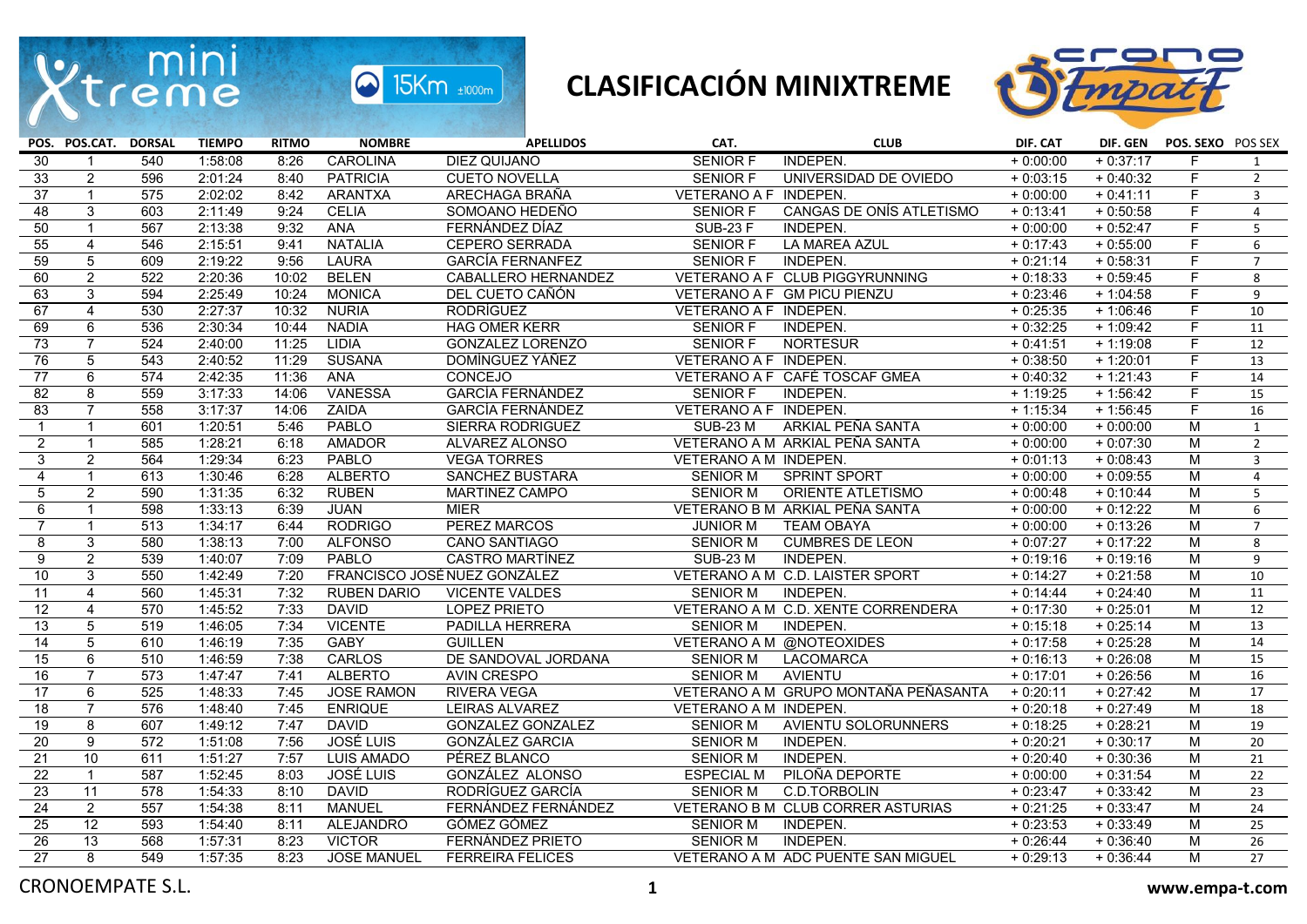# CLASIFICACIÓN MINIXTREME

| POS. | POS.CAT. | DORSAL | TIEMPO | RITMO | NOMBRE | APELLIDOS | CAT. | CLUB | DIF. CAT | DIF. GEN | POS. SEXO | POS SEX |
|---|---|---|---|---|---|---|---|---|---|---|---|---|
| 30 | 1 | 540 | 1:58:08 | 8:26 | CAROLINA | DIEZ QUIJANO | SENIOR F | INDEPEN. | + 0:00:00 | + 0:37:17 | F | 1 |
| 33 | 2 | 596 | 2:01:24 | 8:40 | PATRICIA | CUETO NOVELLA | SENIOR F | UNIVERSIDAD DE OVIEDO | + 0:03:15 | + 0:40:32 | F | 2 |
| 37 | 1 | 575 | 2:02:02 | 8:42 | ARANTXA | ARECHAGA BRAÑA | VETERANO A F | INDEPEN. | + 0:00:00 | + 0:41:11 | F | 3 |
| 48 | 3 | 603 | 2:11:49 | 9:24 | CELIA | SOMOANO HEDEÑO | SENIOR F | CANGAS DE ONÍS ATLETISMO | + 0:13:41 | + 0:50:58 | F | 4 |
| 50 | 1 | 567 | 2:13:38 | 9:32 | ANA | FERNÁNDEZ DÍAZ | SUB-23 F | INDEPEN. | + 0:00:00 | + 0:52:47 | F | 5 |
| 55 | 4 | 546 | 2:15:51 | 9:41 | NATALIA | CEPERO SERRADA | SENIOR F | LA MAREA AZUL | + 0:17:43 | + 0:55:00 | F | 6 |
| 59 | 5 | 609 | 2:19:22 | 9:56 | LAURA | GARCÍA FERNANFEZ | SENIOR F | INDEPEN. | + 0:21:14 | + 0:58:31 | F | 7 |
| 60 | 2 | 522 | 2:20:36 | 10:02 | BELEN | CABALLERO HERNANDEZ | VETERANO A F | CLUB PIGGYRUNNING | + 0:18:33 | + 0:59:45 | F | 8 |
| 63 | 3 | 594 | 2:25:49 | 10:24 | MONICA | DEL CUETO CAÑÓN | VETERANO A F | GM PICU PIENZU | + 0:23:46 | + 1:04:58 | F | 9 |
| 67 | 4 | 530 | 2:27:37 | 10:32 | NURIA | RODRÍGUEZ | VETERANO A F | INDEPEN. | + 0:25:35 | + 1:06:46 | F | 10 |
| 69 | 6 | 536 | 2:30:34 | 10:44 | NADIA | HAG OMER KERR | SENIOR F | INDEPEN. | + 0:32:25 | + 1:09:42 | F | 11 |
| 73 | 7 | 524 | 2:40:00 | 11:25 | LIDIA | GONZALEZ LORENZO | SENIOR F | NORTESUR | + 0:41:51 | + 1:19:08 | F | 12 |
| 76 | 5 | 543 | 2:40:52 | 11:29 | SUSANA | DOMÍNGUEZ YÁÑEZ | VETERANO A F | INDEPEN. | + 0:38:50 | + 1:20:01 | F | 13 |
| 77 | 6 | 574 | 2:42:35 | 11:36 | ANA | CONCEJO | VETERANO A F | CAFÉ TOSCAF GMEA | + 0:40:32 | + 1:21:43 | F | 14 |
| 82 | 8 | 559 | 3:17:33 | 14:06 | VANESSA | GARCÍA FERNÁNDEZ | SENIOR F | INDEPEN. | + 1:19:25 | + 1:56:42 | F | 15 |
| 83 | 7 | 558 | 3:17:37 | 14:06 | ZAIDA | GARCÍA FERNÁNDEZ | VETERANO A F | INDEPEN. | + 1:15:34 | + 1:56:45 | F | 16 |
| 1 | 1 | 601 | 1:20:51 | 5:46 | PABLO | SIERRA RODRIGUEZ | SUB-23 M | ARKIAL PEÑA SANTA | + 0:00:00 | + 0:00:00 | M | 1 |
| 2 | 1 | 585 | 1:28:21 | 6:18 | AMADOR | ALVAREZ ALONSO | VETERANO A M | ARKIAL PEÑA SANTA | + 0:00:00 | + 0:07:30 | M | 2 |
| 3 | 2 | 564 | 1:29:34 | 6:23 | PABLO | VEGA TORRES | VETERANO A M | INDEPEN. | + 0:01:13 | + 0:08:43 | M | 3 |
| 4 | 1 | 613 | 1:30:46 | 6:28 | ALBERTO | SANCHEZ BUSTARA | SENIOR M | SPRINT SPORT | + 0:00:00 | + 0:09:55 | M | 4 |
| 5 | 2 | 590 | 1:31:35 | 6:32 | RUBEN | MARTINEZ CAMPO | SENIOR M | ORIENTE ATLETISMO | + 0:00:48 | + 0:10:44 | M | 5 |
| 6 | 1 | 598 | 1:33:13 | 6:39 | JUAN | MIER | VETERANO B M | ARKIAL PEÑA SANTA | + 0:00:00 | + 0:12:22 | M | 6 |
| 7 | 1 | 513 | 1:34:17 | 6:44 | RODRIGO | PEREZ MARCOS | JUNIOR M | TEAM OBAYA | + 0:00:00 | + 0:13:26 | M | 7 |
| 8 | 3 | 580 | 1:38:13 | 7:00 | ALFONSO | CANO SANTIAGO | SENIOR M | CUMBRES DE LEON | + 0:07:27 | + 0:17:22 | M | 8 |
| 9 | 2 | 539 | 1:40:07 | 7:09 | PABLO | CASTRO MARTÍNEZ | SUB-23 M | INDEPEN. | + 0:19:16 | + 0:19:16 | M | 9 |
| 10 | 3 | 550 | 1:42:49 | 7:20 | FRANCISCO JOSÉ | NUEZ GONZÁLEZ | VETERANO A M | C.D. LAISTER SPORT | + 0:14:27 | + 0:21:58 | M | 10 |
| 11 | 4 | 560 | 1:45:31 | 7:32 | RUBEN DARIO | VICENTE VALDES | SENIOR M | INDEPEN. | + 0:14:44 | + 0:24:40 | M | 11 |
| 12 | 4 | 570 | 1:45:52 | 7:33 | DAVID | LOPEZ PRIETO | VETERANO A M | C.D. XENTE CORRENDERA | + 0:17:30 | + 0:25:01 | M | 12 |
| 13 | 5 | 519 | 1:46:05 | 7:34 | VICENTE | PADILLA HERRERA | SENIOR M | INDEPEN. | + 0:15:18 | + 0:25:14 | M | 13 |
| 14 | 5 | 610 | 1:46:19 | 7:35 | GABY | GUILLEN | VETERANO A M | @NOTEOXIDES | + 0:17:58 | + 0:25:28 | M | 14 |
| 15 | 6 | 510 | 1:46:59 | 7:38 | CARLOS | DE SANDOVAL JORDANA | SENIOR M | LACOMARCA | + 0:16:13 | + 0:26:08 | M | 15 |
| 16 | 7 | 573 | 1:47:47 | 7:41 | ALBERTO | AVIN CRESPO | SENIOR M | AVIENTU | + 0:17:01 | + 0:26:56 | M | 16 |
| 17 | 6 | 525 | 1:48:33 | 7:45 | JOSE RAMON | RIVERA VEGA | VETERANO A M | GRUPO MONTAÑA PEÑASANTA | + 0:20:11 | + 0:27:42 | M | 17 |
| 18 | 7 | 576 | 1:48:40 | 7:45 | ENRIQUE | LEIRAS ALVAREZ | VETERANO A M | INDEPEN. | + 0:20:18 | + 0:27:49 | M | 18 |
| 19 | 8 | 607 | 1:49:12 | 7:47 | DAVID | GONZALEZ GONZALEZ | SENIOR M | AVIENTU SOLORUNNERS | + 0:18:25 | + 0:28:21 | M | 19 |
| 20 | 9 | 572 | 1:51:08 | 7:56 | JOSÉ LUIS | GONZÁLEZ GARCIA | SENIOR M | INDEPEN. | + 0:20:21 | + 0:30:17 | M | 20 |
| 21 | 10 | 611 | 1:51:27 | 7:57 | LUIS AMADO | PÉREZ BLANCO | SENIOR M | INDEPEN. | + 0:20:40 | + 0:30:36 | M | 21 |
| 22 | 1 | 587 | 1:52:45 | 8:03 | JOSÉ LUIS | GONZÁLEZ ALONSO | ESPECIAL M | PILOÑA DEPORTE | + 0:00:00 | + 0:31:54 | M | 22 |
| 23 | 11 | 578 | 1:54:33 | 8:10 | DAVID | RODRÍGUEZ GARCÍA | SENIOR M | C.D.TORBOLIN | + 0:23:47 | + 0:33:42 | M | 23 |
| 24 | 2 | 557 | 1:54:38 | 8:11 | MANUEL | FERNÁNDEZ FERNÁNDEZ | VETERANO B M | CLUB CORRER ASTURIAS | + 0:21:25 | + 0:33:47 | M | 24 |
| 25 | 12 | 593 | 1:54:40 | 8:11 | ALEJANDRO | GÓMEZ GÓMEZ | SENIOR M | INDEPEN. | + 0:23:53 | + 0:33:49 | M | 25 |
| 26 | 13 | 568 | 1:57:31 | 8:23 | VICTOR | FERNÁNDEZ PRIETO | SENIOR M | INDEPEN. | + 0:26:44 | + 0:36:40 | M | 26 |
| 27 | 8 | 549 | 1:57:35 | 8:23 | JOSE MANUEL | FERREIRA FELICES | VETERANO A M | ADC PUENTE SAN MIGUEL | + 0:29:13 | + 0:36:44 | M | 27 |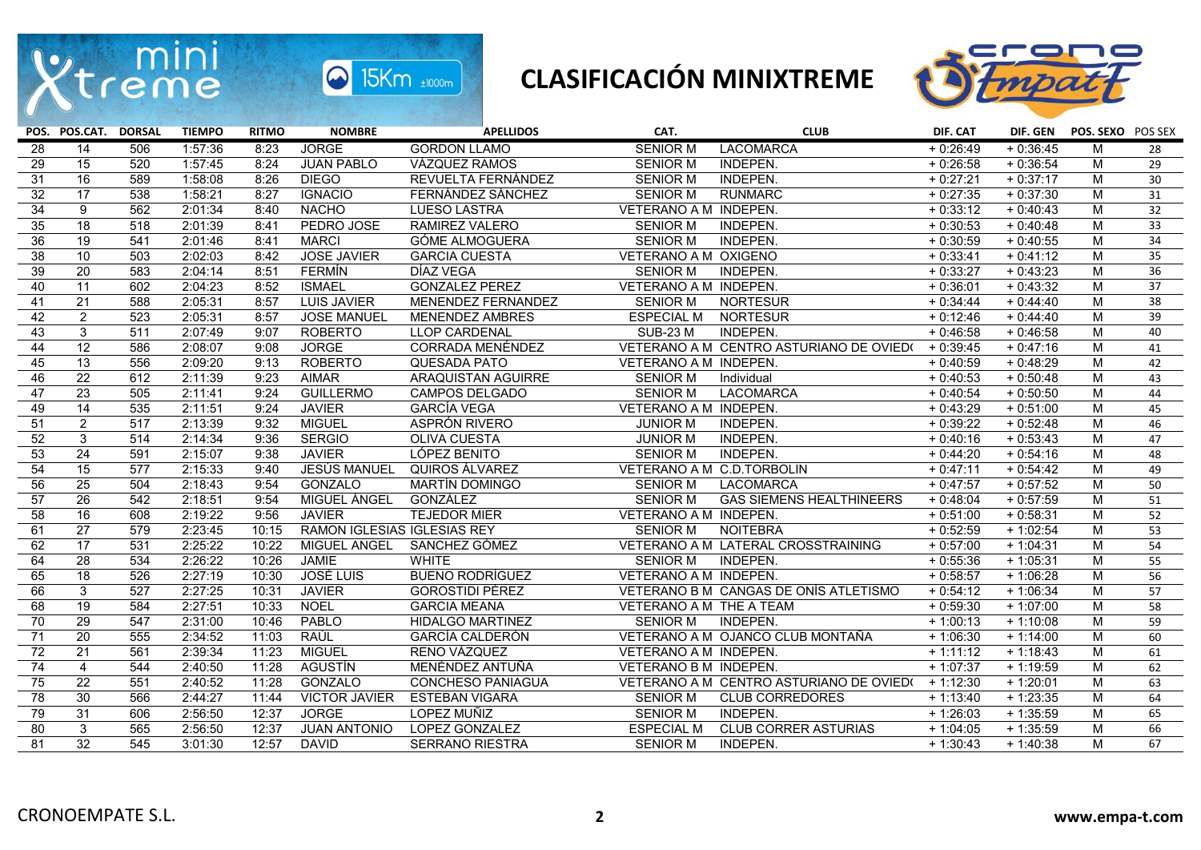# CLASIFICACIÓN MINIXTREME

| POS. | POS.CAT. | DORSAL | TIEMPO | RITMO | NOMBRE | APELLIDOS | CAT. | CLUB | DIF. CAT | DIF. GEN | POS. SEXO | POS SEX |
|---|---|---|---|---|---|---|---|---|---|---|---|---|
| 28 | 14 | 506 | 1:57:36 | 8:23 | JORGE | GORDON LLAMO | SENIOR M | LACOMARCA | + 0:26:49 | + 0:36:45 | M | 28 |
| 29 | 15 | 520 | 1:57:45 | 8:24 | JUAN PABLO | VÁZQUEZ RAMOS | SENIOR M | INDEPEN. | + 0:26:58 | + 0:36:54 | M | 29 |
| 31 | 16 | 589 | 1:58:08 | 8:26 | DIEGO | REVUELTA FERNÁNDEZ | SENIOR M | INDEPEN. | + 0:27:21 | + 0:37:17 | M | 30 |
| 32 | 17 | 538 | 1:58:21 | 8:27 | IGNACIO | FERNÁNDEZ SÁNCHEZ | SENIOR M | RUNMARC | + 0:27:35 | + 0:37:30 | M | 31 |
| 34 | 9 | 562 | 2:01:34 | 8:40 | NACHO | LUESO LASTRA | VETERANO A M | INDEPEN. | + 0:33:12 | + 0:40:43 | M | 32 |
| 35 | 18 | 518 | 2:01:39 | 8:41 | PEDRO JOSE | RAMIREZ VALERO | SENIOR M | INDEPEN. | + 0:30:53 | + 0:40:48 | M | 33 |
| 36 | 19 | 541 | 2:01:46 | 8:41 | MARCI | GÓME ALMOGUERA | SENIOR M | INDEPEN. | + 0:30:59 | + 0:40:55 | M | 34 |
| 38 | 10 | 503 | 2:02:03 | 8:42 | JOSE JAVIER | GARCIA CUESTA | VETERANO A M | OXIGENO | + 0:33:41 | + 0:41:12 | M | 35 |
| 39 | 20 | 583 | 2:04:14 | 8:51 | FERMÍN | DÍAZ VEGA | SENIOR M | INDEPEN. | + 0:33:27 | + 0:43:23 | M | 36 |
| 40 | 11 | 602 | 2:04:23 | 8:52 | ISMAEL | GONZALEZ PEREZ | VETERANO A M | INDEPEN. | + 0:36:01 | + 0:43:32 | M | 37 |
| 41 | 21 | 588 | 2:05:31 | 8:57 | LUIS JAVIER | MENENDEZ FERNANDEZ | SENIOR M | NORTESUR | + 0:34:44 | + 0:44:40 | M | 38 |
| 42 | 2 | 523 | 2:05:31 | 8:57 | JOSE MANUEL | MENENDEZ AMBRES | ESPECIAL M | NORTESUR | + 0:12:46 | + 0:44:40 | M | 39 |
| 43 | 3 | 511 | 2:07:49 | 9:07 | ROBERTO | LLOP CARDENAL | SUB-23 M | INDEPEN. | + 0:46:58 | + 0:46:58 | M | 40 |
| 44 | 12 | 586 | 2:08:07 | 9:08 | JORGE | CORRADA MENÉNDEZ | VETERANO A M | CENTRO ASTURIANO DE OVIED( | + 0:39:45 | + 0:47:16 | M | 41 |
| 45 | 13 | 556 | 2:09:20 | 9:13 | ROBERTO | QUESADA PATO | VETERANO A M | INDEPEN. | + 0:40:59 | + 0:48:29 | M | 42 |
| 46 | 22 | 612 | 2:11:39 | 9:23 | AIMAR | ARAQUISTAN AGUIRRE | SENIOR M | Individual | + 0:40:53 | + 0:50:48 | M | 43 |
| 47 | 23 | 505 | 2:11:41 | 9:24 | GUILLERMO | CAMPOS DELGADO | SENIOR M | LACOMARCA | + 0:40:54 | + 0:50:50 | M | 44 |
| 49 | 14 | 535 | 2:11:51 | 9:24 | JAVIER | GARCÍA VEGA | VETERANO A M | INDEPEN. | + 0:43:29 | + 0:51:00 | M | 45 |
| 51 | 2 | 517 | 2:13:39 | 9:32 | MIGUEL | ASPRÓN RIVERO | JUNIOR M | INDEPEN. | + 0:39:22 | + 0:52:48 | M | 46 |
| 52 | 3 | 514 | 2:14:34 | 9:36 | SERGIO | OLIVA CUESTA | JUNIOR M | INDEPEN. | + 0:40:16 | + 0:53:43 | M | 47 |
| 53 | 24 | 591 | 2:15:07 | 9:38 | JAVIER | LÓPEZ BENITO | SENIOR M | INDEPEN. | + 0:44:20 | + 0:54:16 | M | 48 |
| 54 | 15 | 577 | 2:15:33 | 9:40 | JESÚS MANUEL | QUIROS ÁLVAREZ | VETERANO A M | C.D.TORBOLIN | + 0:47:11 | + 0:54:42 | M | 49 |
| 56 | 25 | 504 | 2:18:43 | 9:54 | GONZALO | MARTÍN DOMINGO | SENIOR M | LACOMARCA | + 0:47:57 | + 0:57:52 | M | 50 |
| 57 | 26 | 542 | 2:18:51 | 9:54 | MIGUEL ÁNGEL | GONZÁLEZ | SENIOR M | GAS SIEMENS HEALTHINEERS | + 0:48:04 | + 0:57:59 | M | 51 |
| 58 | 16 | 608 | 2:19:22 | 9:56 | JAVIER | TEJEDOR MIER | VETERANO A M | INDEPEN. | + 0:51:00 | + 0:58:31 | M | 52 |
| 61 | 27 | 579 | 2:23:45 | 10:15 | RAMON IGLESIAS | IGLESIAS REY | SENIOR M | NOITEBRA | + 0:52:59 | + 1:02:54 | M | 53 |
| 62 | 17 | 531 | 2:25:22 | 10:22 | MIGUEL ANGEL | SANCHEZ GÓMEZ | VETERANO A M | LATERAL CROSSTRAINING | + 0:57:00 | + 1:04:31 | M | 54 |
| 64 | 28 | 534 | 2:26:22 | 10:26 | JAMIE | WHITE | SENIOR M | INDEPEN. | + 0:55:36 | + 1:05:31 | M | 55 |
| 65 | 18 | 526 | 2:27:19 | 10:30 | JOSÉ LUIS | BUENO RODRÍGUEZ | VETERANO A M | INDEPEN. | + 0:58:57 | + 1:06:28 | M | 56 |
| 66 | 3 | 527 | 2:27:25 | 10:31 | JAVIER | GOROSTIDI PÉREZ | VETERANO B M | CANGAS DE ONÍS ATLETISMO | + 0:54:12 | + 1:06:34 | M | 57 |
| 68 | 19 | 584 | 2:27:51 | 10:33 | NOEL | GARCIA MEANA | VETERANO A M | THE A TEAM | + 0:59:30 | + 1:07:00 | M | 58 |
| 70 | 29 | 547 | 2:31:00 | 10:46 | PABLO | HIDALGO MARTINEZ | SENIOR M | INDEPEN. | + 1:00:13 | + 1:10:08 | M | 59 |
| 71 | 20 | 555 | 2:34:52 | 11:03 | RAÚL | GARCÍA CALDERÓN | VETERANO A M | OJANCO CLUB MONTAÑA | + 1:06:30 | + 1:14:00 | M | 60 |
| 72 | 21 | 561 | 2:39:34 | 11:23 | MIGUEL | RENO VÁZQUEZ | VETERANO A M | INDEPEN. | + 1:11:12 | + 1:18:43 | M | 61 |
| 74 | 4 | 544 | 2:40:50 | 11:28 | AGUSTÍN | MENÉNDEZ ANTUÑA | VETERANO B M | INDEPEN. | + 1:07:37 | + 1:19:59 | M | 62 |
| 75 | 22 | 551 | 2:40:52 | 11:28 | GONZALO | CONCHESO PANIAGUA | VETERANO A M | CENTRO ASTURIANO DE OVIED( | + 1:12:30 | + 1:20:01 | M | 63 |
| 78 | 30 | 566 | 2:44:27 | 11:44 | VICTOR JAVIER | ESTEBAN VIGARA | SENIOR M | CLUB CORREDORES | + 1:13:40 | + 1:23:35 | M | 64 |
| 79 | 31 | 606 | 2:56:50 | 12:37 | JORGE | LOPEZ MUÑIZ | SENIOR M | INDEPEN. | + 1:26:03 | + 1:35:59 | M | 65 |
| 80 | 3 | 565 | 2:56:50 | 12:37 | JUAN ANTONIO | LOPEZ GONZALEZ | ESPECIAL M | CLUB CORRER ASTURIAS | + 1:04:05 | + 1:35:59 | M | 66 |
| 81 | 32 | 545 | 3:01:30 | 12:57 | DAVID | SERRANO RIESTRA | SENIOR M | INDEPEN. | + 1:30:43 | + 1:40:38 | M | 67 |

CRONOEMPATE S.L.

www.empa-t.com